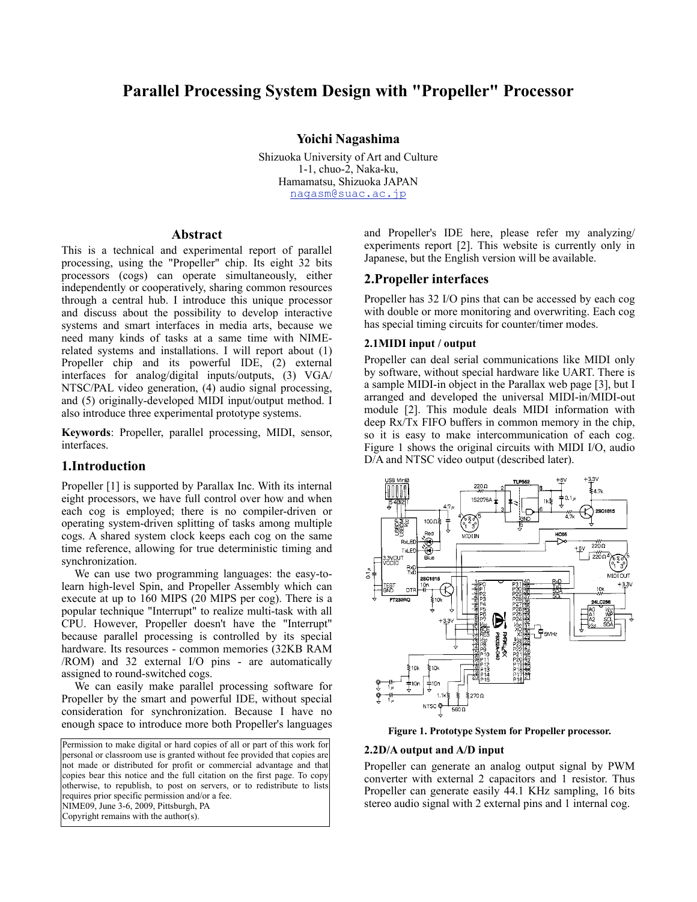# Parallel Processing System Design with "Propeller" Processor

**Yoichi Nagashima**

Shizuoka University of Art and Culture
1-1, chuo-2, Naka-ku,
Hamamatsu, Shizuoka JAPAN
nagasm@suac.ac.jp

## Abstract

This is a technical and experimental report of parallel processing, using the "Propeller" chip. Its eight 32 bits processors (cogs) can operate simultaneously, either independently or cooperatively, sharing common resources through a central hub. I introduce this unique processor and discuss about the possibility to develop interactive systems and smart interfaces in media arts, because we need many kinds of tasks at a same time with NIME-related systems and installations. I will report about (1) Propeller chip and its powerful IDE, (2) external interfaces for analog/digital inputs/outputs, (3) VGA/ NTSC/PAL video generation, (4) audio signal processing, and (5) originally-developed MIDI input/output method. I also introduce three experimental prototype systems.

**Keywords**: Propeller, parallel processing, MIDI, sensor, interfaces.

## 1.Introduction

Propeller [1] is supported by Parallax Inc. With its internal eight processors, we have full control over how and when each cog is employed; there is no compiler-driven or operating system-driven splitting of tasks among multiple cogs. A shared system clock keeps each cog on the same time reference, allowing for true deterministic timing and synchronization.

We can use two programming languages: the easy-to-learn high-level Spin, and Propeller Assembly which can execute at up to 160 MIPS (20 MIPS per cog). There is a popular technique "Interrupt" to realize multi-task with all CPU. However, Propeller doesn't have the "Interrupt" because parallel processing is controlled by its special hardware. Its resources - common memories (32KB RAM /ROM) and 32 external I/O pins - are automatically assigned to round-switched cogs.

We can easily make parallel processing software for Propeller by the smart and powerful IDE, without special consideration for synchronization. Because I have no enough space to introduce more both Propeller's languages and Propeller's IDE here, please refer my analyzing/ experiments report [2]. This website is currently only in Japanese, but the English version will be available.

Permission to make digital or hard copies of all or part of this work for personal or classroom use is granted without fee provided that copies are not made or distributed for profit or commercial advantage and that copies bear this notice and the full citation on the first page. To copy otherwise, to republish, to post on servers, or to redistribute to lists requires prior specific permission and/or a fee.
NIME09, June 3-6, 2009, Pittsburgh, PA
Copyright remains with the author(s).

## 2.Propeller interfaces

Propeller has 32 I/O pins that can be accessed by each cog with double or more monitoring and overwriting. Each cog has special timing circuits for counter/timer modes.

### 2.1MIDI input / output

Propeller can deal serial communications like MIDI only by software, without special hardware like UART. There is a sample MIDI-in object in the Parallax web page [3], but I arranged and developed the universal MIDI-in/MIDI-out module [2]. This module deals MIDI information with deep Rx/Tx FIFO buffers in common memory in the chip, so it is easy to make intercommunication of each cog. Figure 1 shows the original circuits with MIDI I/O, audio D/A and NTSC video output (described later).

**Figure 1. Prototype System for Propeller processor.**

### 2.2D/A output and A/D input

Propeller can generate an analog output signal by PWM converter with external 2 capacitors and 1 resistor. Thus Propeller can generate easily 44.1 KHz sampling, 16 bits stereo audio signal with 2 external pins and 1 internal cog.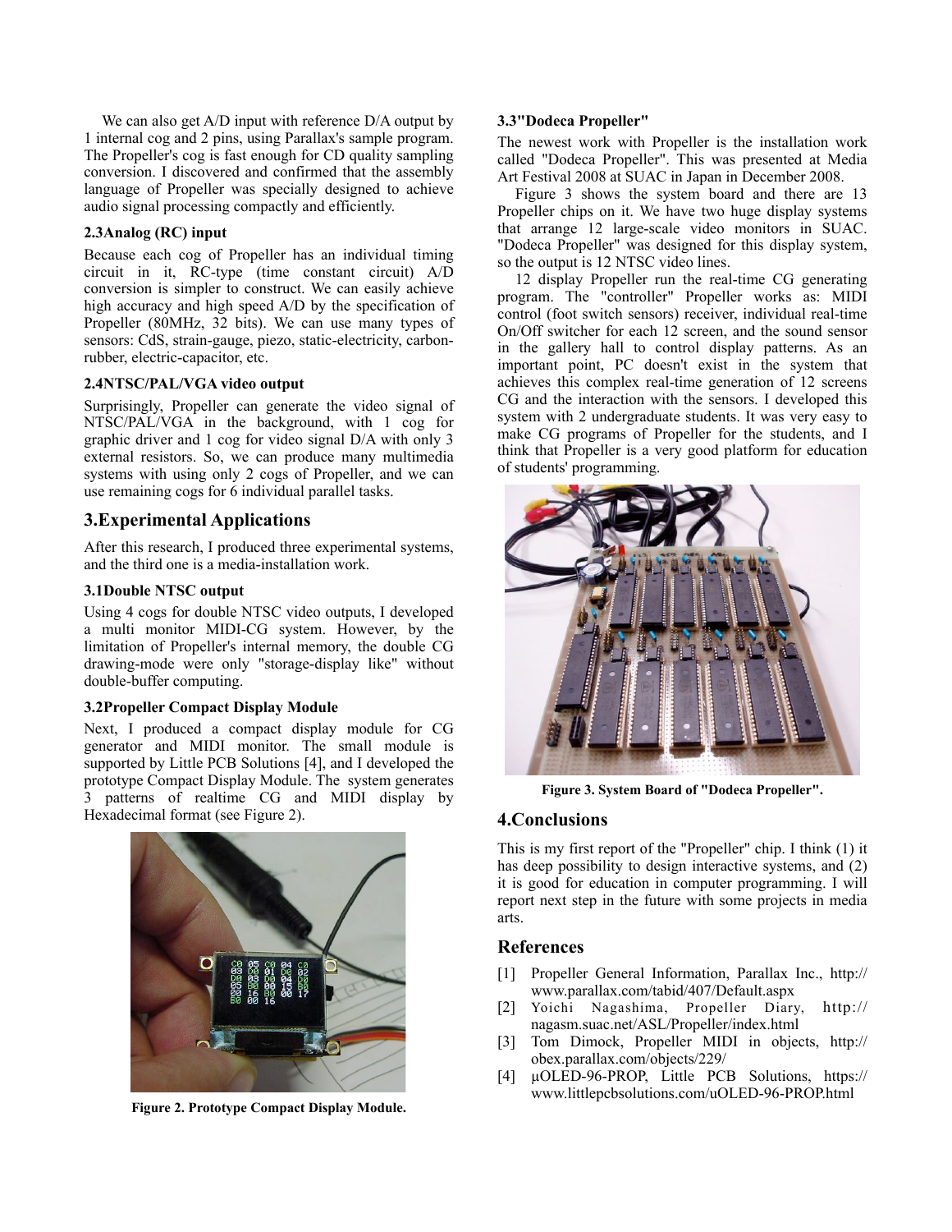We can also get A/D input with reference D/A output by 1 internal cog and 2 pins, using Parallax's sample program. The Propeller's cog is fast enough for CD quality sampling conversion. I discovered and confirmed that the assembly language of Propeller was specially designed to achieve audio signal processing compactly and efficiently.

### 2.3Analog (RC) input

Because each cog of Propeller has an individual timing circuit in it, RC-type (time constant circuit) A/D conversion is simpler to construct. We can easily achieve high accuracy and high speed A/D by the specification of Propeller (80MHz, 32 bits). We can use many types of sensors: CdS, strain-gauge, piezo, static-electricity, carbon-rubber, electric-capacitor, etc.

### 2.4NTSC/PAL/VGA video output

Surprisingly, Propeller can generate the video signal of NTSC/PAL/VGA in the background, with 1 cog for graphic driver and 1 cog for video signal D/A with only 3 external resistors. So, we can produce many multimedia systems with using only 2 cogs of Propeller, and we can use remaining cogs for 6 individual parallel tasks.

## 3.Experimental Applications

After this research, I produced three experimental systems, and the third one is a media-installation work.

### 3.1Double NTSC output

Using 4 cogs for double NTSC video outputs, I developed a multi monitor MIDI-CG system. However, by the limitation of Propeller's internal memory, the double CG drawing-mode were only "storage-display like" without double-buffer computing.

### 3.2Propeller Compact Display Module

Next, I produced a compact display module for CG generator and MIDI monitor. The small module is supported by Little PCB Solutions [4], and I developed the prototype Compact Display Module. The system generates 3 patterns of realtime CG and MIDI display by Hexadecimal format (see Figure 2).

**Figure 2. Prototype Compact Display Module.**

### 3.3"Dodeca Propeller"

The newest work with Propeller is the installation work called "Dodeca Propeller". This was presented at Media Art Festival 2008 at SUAC in Japan in December 2008.

Figure 3 shows the system board and there are 13 Propeller chips on it. We have two huge display systems that arrange 12 large-scale video monitors in SUAC. "Dodeca Propeller" was designed for this display system, so the output is 12 NTSC video lines.

12 display Propeller run the real-time CG generating program. The "controller" Propeller works as: MIDI control (foot switch sensors) receiver, individual real-time On/Off switcher for each 12 screen, and the sound sensor in the gallery hall to control display patterns. As an important point, PC doesn't exist in the system that achieves this complex real-time generation of 12 screens CG and the interaction with the sensors. I developed this system with 2 undergraduate students. It was very easy to make CG programs of Propeller for the students, and I think that Propeller is a very good platform for education of students' programming.

**Figure 3. System Board of "Dodeca Propeller".**

## 4.Conclusions

This is my first report of the "Propeller" chip. I think (1) it has deep possibility to design interactive systems, and (2) it is good for education in computer programming. I will report next step in the future with some projects in media arts.

## References

[1] Propeller General Information, Parallax Inc., http://www.parallax.com/tabid/407/Default.aspx

[2] Yoichi Nagashima, Propeller Diary, http://nagasm.suac.net/ASL/Propeller/index.html

[3] Tom Dimock, Propeller MIDI in objects, http://obex.parallax.com/objects/229/

[4] µOLED-96-PROP, Little PCB Solutions, https://www.littlepcbsolutions.com/uOLED-96-PROP.html